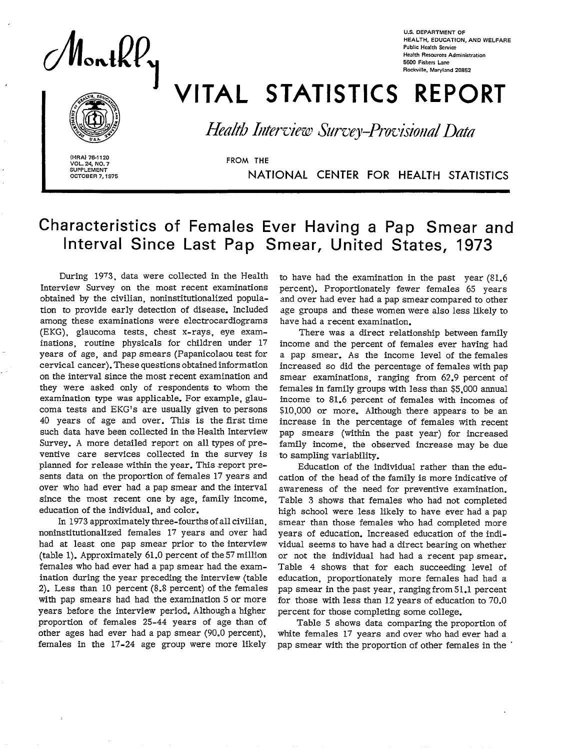U.S. DEPARTMENT OF HEALTH, EDUCATION, AND WELFARE
Public Health Service
Health Resources Administration
5600 Fishers Lane
Rockville, Maryland 20852

# Monthly VITAL STATISTICS REPORT

*Health Interview Survey-Provisional Data*

FROM THE NATIONAL CENTER FOR HEALTH STATISTICS

(HRA) 76-1120
VOL. 24, NO. 7
SUPPLEMENT
OCTOBER 7, 1975

## Characteristics of Females Ever Having a Pap Smear and Interval Since Last Pap Smear, United States, 1973

During 1973, data were collected in the Health Interview Survey on the most recent examinations obtained by the civilian, noninstitutionalized population to provide early detection of disease. Included among these examinations were electrocardiograms (EKG), glaucoma tests, chest x-rays, eye examinations, routine physicals for children under 17 years of age, and pap smears (Papanicolaou test for cervical cancer). These questions obtained information on the interval since the most recent examination and they were asked only of respondents to whom the examination type was applicable. For example, glaucoma tests and EKG's are usually given to persons 40 years of age and over. This is the first time such data have been collected in the Health Interview Survey. A more detailed report on all types of preventive care services collected in the survey is planned for release within the year. This report presents data on the proportion of females 17 years and over who had ever had a pap smear and the interval since the most recent one by age, family income, education of the individual, and color.

In 1973 approximately three-fourths of all civilian, noninstitutionalized females 17 years and over had had at least one pap smear prior to the interview (table 1). Approximately 61.0 percent of the 57 million females who had ever had a pap smear had the examination during the year preceding the interview (table 2). Less than 10 percent (8.8 percent) of the females with pap smears had had the examination 5 or more years before the interview period. Although a higher proportion of females 25-44 years of age than of other ages had ever had a pap smear (90.0 percent), females in the 17-24 age group were more likely to have had the examination in the past year (81.6 percent). Proportionately fewer females 65 years and over had ever had a pap smear compared to other age groups and these women were also less likely to have had a recent examination.

There was a direct relationship between family income and the percent of females ever having had a pap smear. As the income level of the females increased so did the percentage of females with pap smear examinations, ranging from 62.9 percent of females in family groups with less than $5,000 annual income to 81.6 percent of females with incomes of $10,000 or more. Although there appears to be an increase in the percentage of females with recent pap smears (within the past year) for increased family income, the observed increase may be due to sampling variability.

Education of the individual rather than the education of the head of the family is more indicative of awareness of the need for preventive examination. Table 3 shows that females who had not completed high school were less likely to have ever had a pap smear than those females who had completed more years of education. Increased education of the individual seems to have had a direct bearing on whether or not the individual had had a recent pap smear. Table 4 shows that for each succeeding level of education, proportionately more females had had a pap smear in the past year, ranging from 51.1 percent for those with less than 12 years of education to 70.0 percent for those completing some college.

Table 5 shows data comparing the proportion of white females 17 years and over who had ever had a pap smear with the proportion of other females in the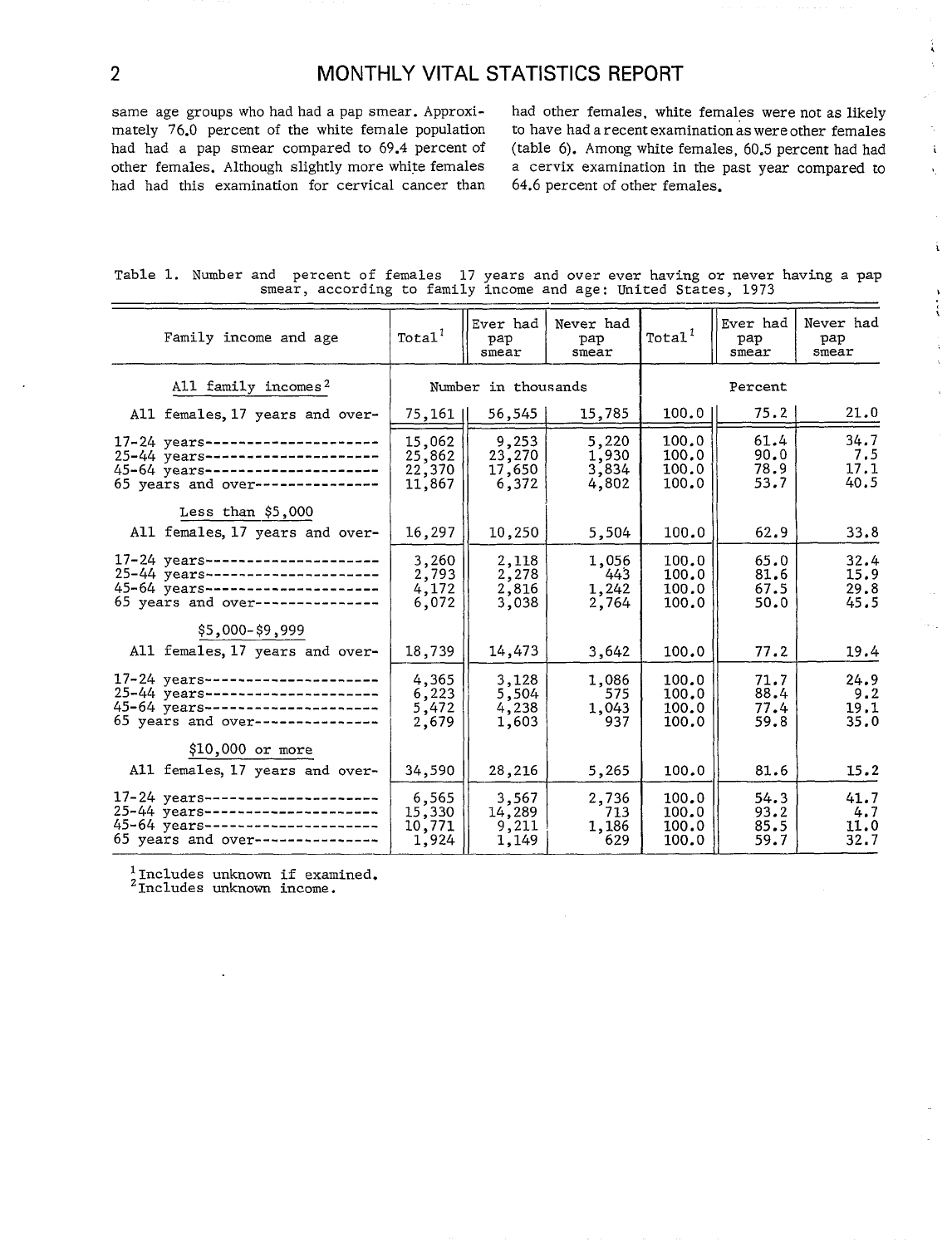same age groups who had had a pap smear. Approximately 76.0 percent of the white female population had had a pap smear compared to 69.4 percent of other females. Although slightly more white females had had this examination for cervical cancer than had other females, white females were not as likely to have had a recent examination as were other females (table 6). Among white females, 60.5 percent had had a cervix examination in the past year compared to 64.6 percent of other females.

Table 1. Number and percent of females 17 years and over ever having or never having a pap smear, according to family income and age: United States, 1973

| Family income and age | Total[1] | Ever had pap smear | Never had pap smear | Total[1] | Ever had pap smear | Never had pap smear |
|---|---|---|---|---|---|---|
| All family incomes[2] | Number in thousands | | | Percent | | |
| All females, 17 years and over | 75,161 | 56,545 | 15,785 | 100.0 | 75.2 | 21.0 |
| 17-24 years | 15,062 | 9,253 | 5,220 | 100.0 | 61.4 | 34.7 |
| 25-44 years | 25,862 | 23,270 | 1,930 | 100.0 | 90.0 | 7.5 |
| 45-64 years | 22,370 | 17,650 | 3,834 | 100.0 | 78.9 | 17.1 |
| 65 years and over | 11,867 | 6,372 | 4,802 | 100.0 | 53.7 | 40.5 |
| Less than $5,000 | | | | | | |
| All females, 17 years and over | 16,297 | 10,250 | 5,504 | 100.0 | 62.9 | 33.8 |
| 17-24 years | 3,260 | 2,118 | 1,056 | 100.0 | 65.0 | 32.4 |
| 25-44 years | 2,793 | 2,278 | 443 | 100.0 | 81.6 | 15.9 |
| 45-64 years | 4,172 | 2,816 | 1,242 | 100.0 | 67.5 | 29.8 |
| 65 years and over | 6,072 | 3,038 | 2,764 | 100.0 | 50.0 | 45.5 |
| $5,000-$9,999 | | | | | | |
| All females, 17 years and over | 18,739 | 14,473 | 3,642 | 100.0 | 77.2 | 19.4 |
| 17-24 years | 4,365 | 3,128 | 1,086 | 100.0 | 71.7 | 24.9 |
| 25-44 years | 6,223 | 5,504 | 575 | 100.0 | 88.4 | 9.2 |
| 45-64 years | 5,472 | 4,238 | 1,043 | 100.0 | 77.4 | 19.1 |
| 65 years and over | 2,679 | 1,603 | 937 | 100.0 | 59.8 | 35.0 |
| $10,000 or more | | | | | | |
| All females, 17 years and over | 34,590 | 28,216 | 5,265 | 100.0 | 81.6 | 15.2 |
| 17-24 years | 6,565 | 3,567 | 2,736 | 100.0 | 54.3 | 41.7 |
| 25-44 years | 15,330 | 14,289 | 713 | 100.0 | 93.2 | 4.7 |
| 45-64 years | 10,771 | 9,211 | 1,186 | 100.0 | 85.5 | 11.0 |
| 65 years and over | 1,924 | 1,149 | 629 | 100.0 | 59.7 | 32.7 |

[1]Includes unknown if examined.
[2]Includes unknown income.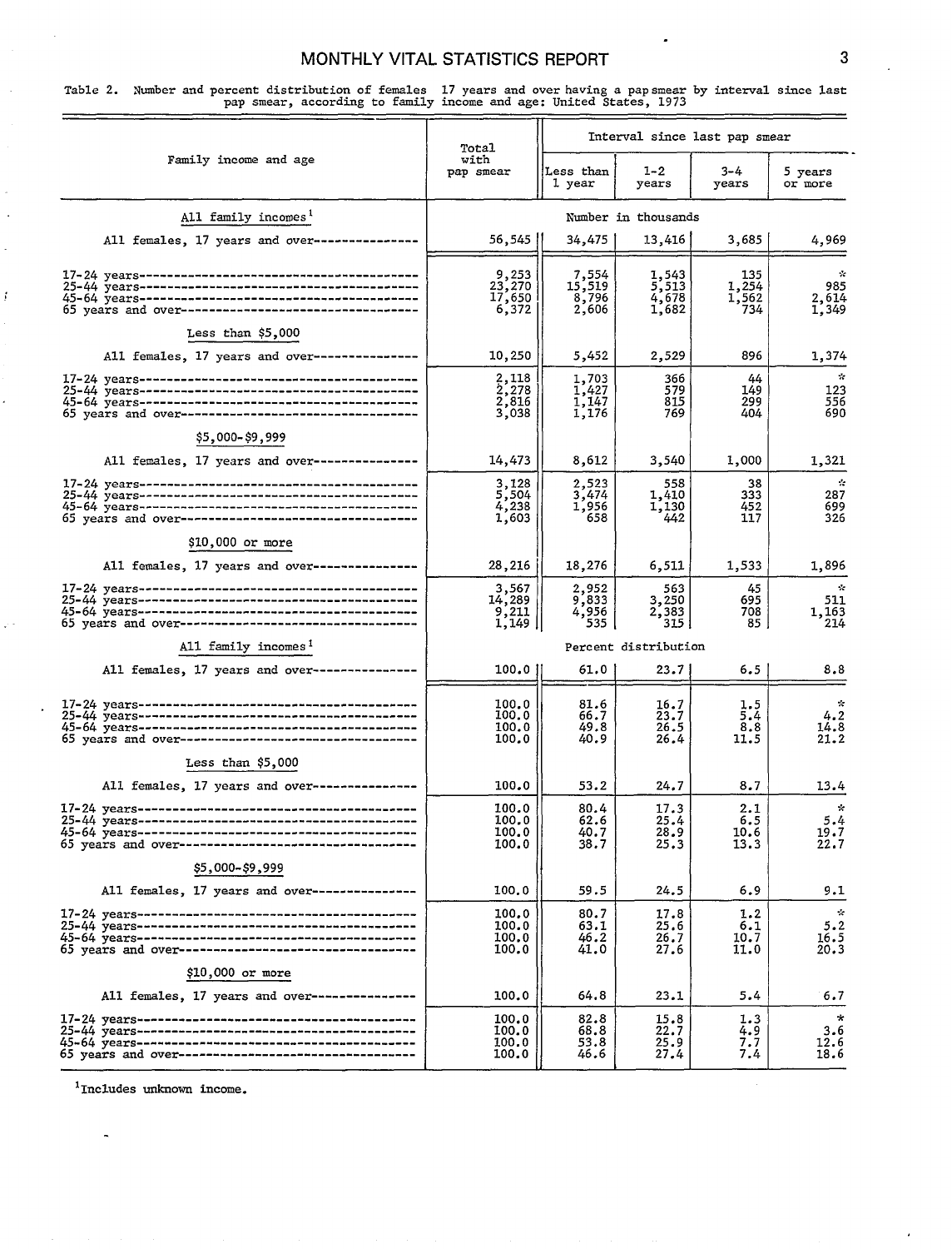Table 2. Number and percent distribution of females 17 years and over having a pap smear by interval since last pap smear, according to family income and age: United States, 1973

| Family income and age | Total with pap smear | Interval since last pap smear | | | |
|---|---|---|---|---|---|
| | | Less than 1 year | 1-2 years | 3-4 years | 5 years or more |
| **All family incomes[1]** | Number in thousands | | | | |
| All females, 17 years and over | 56,545 | 34,475 | 13,416 | 3,685 | 4,969 |
| 17-24 years | 9,253 | 7,554 | 1,543 | 135 | * |
| 25-44 years | 23,270 | 15,519 | 5,513 | 1,254 | 985 |
| 45-64 years | 17,650 | 8,796 | 4,678 | 1,562 | 2,614 |
| 65 years and over | 6,372 | 2,606 | 1,682 | 734 | 1,349 |
| **Less than $5,000** | | | | | |
| All females, 17 years and over | 10,250 | 5,452 | 2,529 | 896 | 1,374 |
| 17-24 years | 2,118 | 1,703 | 366 | 44 | * |
| 25-44 years | 2,278 | 1,427 | 579 | 149 | 123 |
| 45-64 years | 2,816 | 1,147 | 815 | 299 | 556 |
| 65 years and over | 3,038 | 1,176 | 769 | 404 | 690 |
| **$5,000-$9,999** | | | | | |
| All females, 17 years and over | 14,473 | 8,612 | 3,540 | 1,000 | 1,321 |
| 17-24 years | 3,128 | 2,523 | 558 | 38 | * |
| 25-44 years | 5,504 | 3,474 | 1,410 | 333 | 287 |
| 45-64 years | 4,238 | 1,956 | 1,130 | 452 | 699 |
| 65 years and over | 1,603 | 658 | 442 | 117 | 326 |
| **$10,000 or more** | | | | | |
| All females, 17 years and over | 28,216 | 18,276 | 6,511 | 1,533 | 1,896 |
| 17-24 years | 3,567 | 2,952 | 563 | 45 | * |
| 25-44 years | 14,289 | 9,833 | 3,250 | 695 | 511 |
| 45-64 years | 9,211 | 4,956 | 2,383 | 708 | 1,163 |
| 65 years and over | 1,149 | 535 | 315 | 85 | 214 |
| **All family incomes[1]** | Percent distribution | | | | |
| All females, 17 years and over | 100.0 | 61.0 | 23.7 | 6.5 | 8.8 |
| 17-24 years | 100.0 | 81.6 | 16.7 | 1.5 | * |
| 25-44 years | 100.0 | 66.7 | 23.7 | 5.4 | 4.2 |
| 45-64 years | 100.0 | 49.8 | 26.5 | 8.8 | 14.8 |
| 65 years and over | 100.0 | 40.9 | 26.4 | 11.5 | 21.2 |
| **Less than $5,000** | | | | | |
| All females, 17 years and over | 100.0 | 53.2 | 24.7 | 8.7 | 13.4 |
| 17-24 years | 100.0 | 80.4 | 17.3 | 2.1 | * |
| 25-44 years | 100.0 | 62.6 | 25.4 | 6.5 | 5.4 |
| 45-64 years | 100.0 | 40.7 | 28.9 | 10.6 | 19.7 |
| 65 years and over | 100.0 | 38.7 | 25.3 | 13.3 | 22.7 |
| **$5,000-$9,999** | | | | | |
| All females, 17 years and over | 100.0 | 59.5 | 24.5 | 6.9 | 9.1 |
| 17-24 years | 100.0 | 80.7 | 17.8 | 1.2 | * |
| 25-44 years | 100.0 | 63.1 | 25.6 | 6.1 | 5.2 |
| 45-64 years | 100.0 | 46.2 | 26.7 | 10.7 | 16.5 |
| 65 years and over | 100.0 | 41.0 | 27.6 | 11.0 | 20.3 |
| **$10,000 or more** | | | | | |
| All females, 17 years and over | 100.0 | 64.8 | 23.1 | 5.4 | 6.7 |
| 17-24 years | 100.0 | 82.8 | 15.8 | 1.3 | * |
| 25-44 years | 100.0 | 68.8 | 22.7 | 4.9 | 3.6 |
| 45-64 years | 100.0 | 53.8 | 25.9 | 7.7 | 12.6 |
| 65 years and over | 100.0 | 46.6 | 27.4 | 7.4 | 18.6 |

[1]Includes unknown income.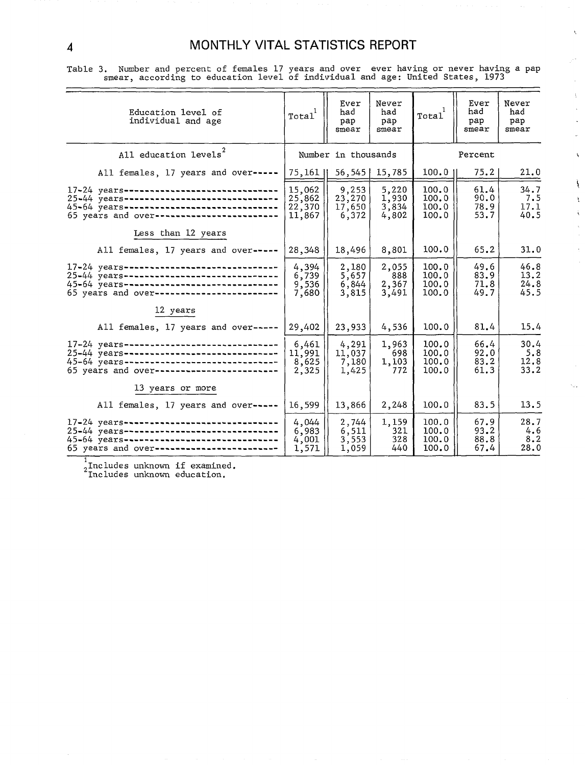Table 3. Number and percent of females 17 years and over ever having or never having a pap smear, according to education level of individual and age: United States, 1973

| Education level of individual and age | Total[1] | Ever had pap smear | Never had pap smear | Total[1] | Ever had pap smear | Never had pap smear |
|---|---|---|---|---|---|---|
| All education levels[2] | Number in thousands | | | Percent | | |
| All females, 17 years and over | 75,161 | 56,545 | 15,785 | 100.0 | 75.2 | 21.0 |
| 17-24 years | 15,062 | 9,253 | 5,220 | 100.0 | 61.4 | 34.7 |
| 25-44 years | 25,862 | 23,270 | 1,930 | 100.0 | 90.0 | 7.5 |
| 45-64 years | 22,370 | 17,650 | 3,834 | 100.0 | 78.9 | 17.1 |
| 65 years and over | 11,867 | 6,372 | 4,802 | 100.0 | 53.7 | 40.5 |
| Less than 12 years | | | | | | |
| All females, 17 years and over | 28,348 | 18,496 | 8,801 | 100.0 | 65.2 | 31.0 |
| 17-24 years | 4,394 | 2,180 | 2,055 | 100.0 | 49.6 | 46.8 |
| 25-44 years | 6,739 | 5,657 | 888 | 100.0 | 83.9 | 13.2 |
| 45-64 years | 9,536 | 6,844 | 2,367 | 100.0 | 71.8 | 24.8 |
| 65 years and over | 7,680 | 3,815 | 3,491 | 100.0 | 49.7 | 45.5 |
| 12 years | | | | | | |
| All females, 17 years and over | 29,402 | 23,933 | 4,536 | 100.0 | 81.4 | 15.4 |
| 17-24 years | 6,461 | 4,291 | 1,963 | 100.0 | 66.4 | 30.4 |
| 25-44 years | 11,991 | 11,037 | 698 | 100.0 | 92.0 | 5.8 |
| 45-64 years | 8,625 | 7,180 | 1,103 | 100.0 | 83.2 | 12.8 |
| 65 years and over | 2,325 | 1,425 | 772 | 100.0 | 61.3 | 33.2 |
| 13 years or more | | | | | | |
| All females, 17 years and over | 16,599 | 13,866 | 2,248 | 100.0 | 83.5 | 13.5 |
| 17-24 years | 4,044 | 2,744 | 1,159 | 100.0 | 67.9 | 28.7 |
| 25-44 years | 6,983 | 6,511 | 321 | 100.0 | 93.2 | 4.6 |
| 45-64 years | 4,001 | 3,553 | 328 | 100.0 | 88.8 | 8.2 |
| 65 years and over | 1,571 | 1,059 | 440 | 100.0 | 67.4 | 28.0 |

[1] Includes unknown if examined.
[2] Includes unknown education.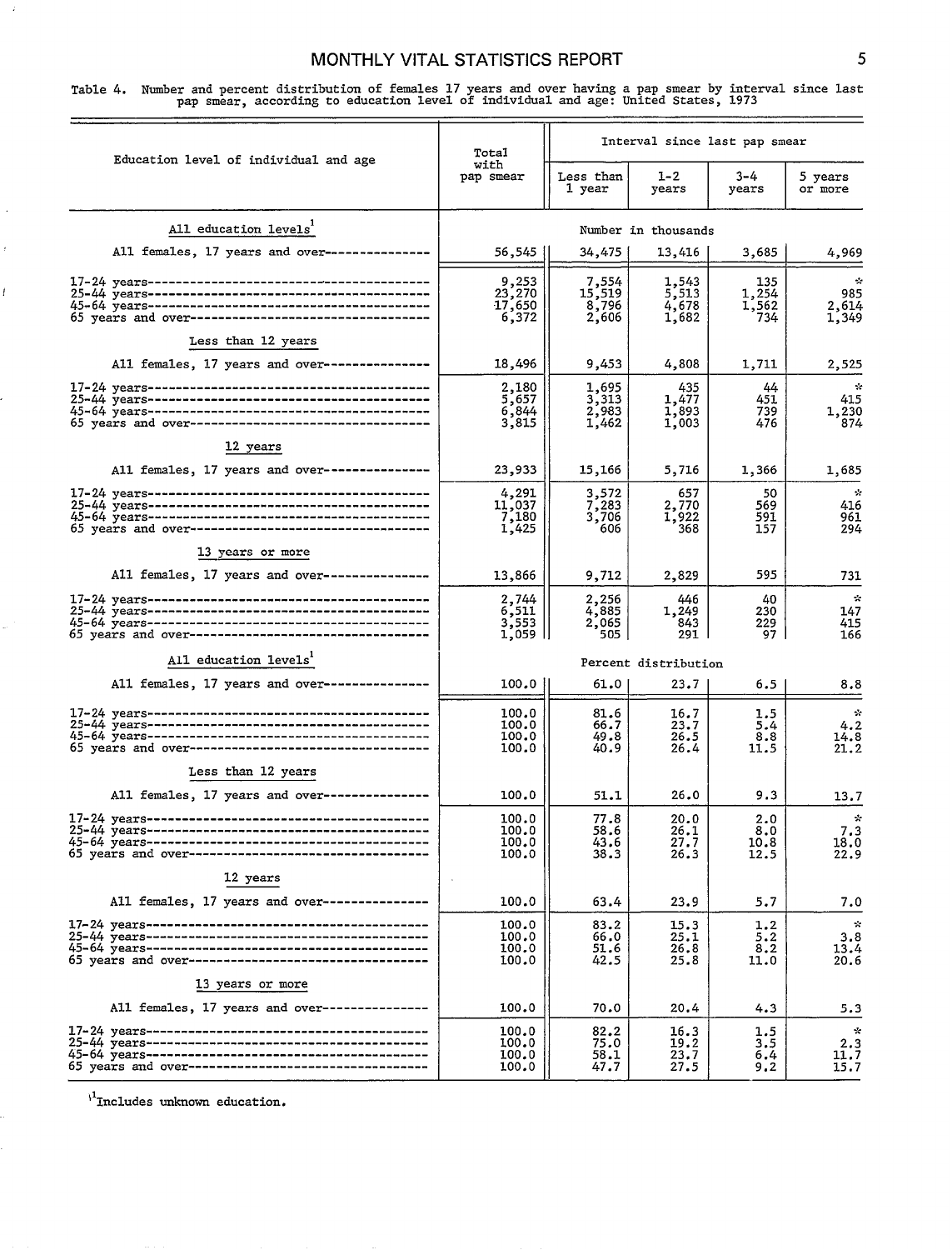Table 4. Number and percent distribution of females 17 years and over having a pap smear by interval since last pap smear, according to education level of individual and age: United States, 1973

| Education level of individual and age | Total with pap smear | Interval since last pap smear: Less than 1 year | 1-2 years | 3-4 years | 5 years or more |
|---|---|---|---|---|---|
| | Number in thousands | | | | |
| **All education levels[1]** | | | | | |
| All females, 17 years and over | 56,545 | 34,475 | 13,416 | 3,685 | 4,969 |
| 17-24 years | 9,253 | 7,554 | 1,543 | 135 | * |
| 25-44 years | 23,270 | 15,519 | 5,513 | 1,254 | 985 |
| 45-64 years | 17,650 | 8,796 | 4,678 | 1,562 | 2,614 |
| 65 years and over | 6,372 | 2,606 | 1,682 | 734 | 1,349 |
| **Less than 12 years** | | | | | |
| All females, 17 years and over | 18,496 | 9,453 | 4,808 | 1,711 | 2,525 |
| 17-24 years | 2,180 | 1,695 | 435 | 44 | * |
| 25-44 years | 5,657 | 3,313 | 1,477 | 451 | 415 |
| 45-64 years | 6,844 | 2,983 | 1,893 | 739 | 1,230 |
| 65 years and over | 3,815 | 1,462 | 1,003 | 476 | 874 |
| **12 years** | | | | | |
| All females, 17 years and over | 23,933 | 15,166 | 5,716 | 1,366 | 1,685 |
| 17-24 years | 4,291 | 3,572 | 657 | 50 | * |
| 25-44 years | 11,037 | 7,283 | 2,770 | 569 | 416 |
| 45-64 years | 7,180 | 3,706 | 1,922 | 591 | 961 |
| 65 years and over | 1,425 | 606 | 368 | 157 | 294 |
| **13 years or more** | | | | | |
| All females, 17 years and over | 13,866 | 9,712 | 2,829 | 595 | 731 |
| 17-24 years | 2,744 | 2,256 | 446 | 40 | * |
| 25-44 years | 6,511 | 4,885 | 1,249 | 230 | 147 |
| 45-64 years | 3,553 | 2,065 | 843 | 229 | 415 |
| 65 years and over | 1,059 | 505 | 291 | 97 | 166 |
| | Percent distribution | | | | |
| **All education levels[1]** | | | | | |
| All females, 17 years and over | 100.0 | 61.0 | 23.7 | 6.5 | 8.8 |
| 17-24 years | 100.0 | 81.6 | 16.7 | 1.5 | * |
| 25-44 years | 100.0 | 66.7 | 23.7 | 5.4 | 4.2 |
| 45-64 years | 100.0 | 49.8 | 26.5 | 8.8 | 14.8 |
| 65 years and over | 100.0 | 40.9 | 26.4 | 11.5 | 21.2 |
| **Less than 12 years** | | | | | |
| All females, 17 years and over | 100.0 | 51.1 | 26.0 | 9.3 | 13.7 |
| 17-24 years | 100.0 | 77.8 | 20.0 | 2.0 | * |
| 25-44 years | 100.0 | 58.6 | 26.1 | 8.0 | 7.3 |
| 45-64 years | 100.0 | 43.6 | 27.7 | 10.8 | 18.0 |
| 65 years and over | 100.0 | 38.3 | 26.3 | 12.5 | 22.9 |
| **12 years** | | | | | |
| All females, 17 years and over | 100.0 | 63.4 | 23.9 | 5.7 | 7.0 |
| 17-24 years | 100.0 | 83.2 | 15.3 | 1.2 | * |
| 25-44 years | 100.0 | 66.0 | 25.1 | 5.2 | 3.8 |
| 45-64 years | 100.0 | 51.6 | 26.8 | 8.2 | 13.4 |
| 65 years and over | 100.0 | 42.5 | 25.8 | 11.0 | 20.6 |
| **13 years or more** | | | | | |
| All females, 17 years and over | 100.0 | 70.0 | 20.4 | 4.3 | 5.3 |
| 17-24 years | 100.0 | 82.2 | 16.3 | 1.5 | * |
| 25-44 years | 100.0 | 75.0 | 19.2 | 3.5 | 2.3 |
| 45-64 years | 100.0 | 58.1 | 23.7 | 6.4 | 11.7 |
| 65 years and over | 100.0 | 47.7 | 27.5 | 9.2 | 15.7 |

[1]Includes unknown education.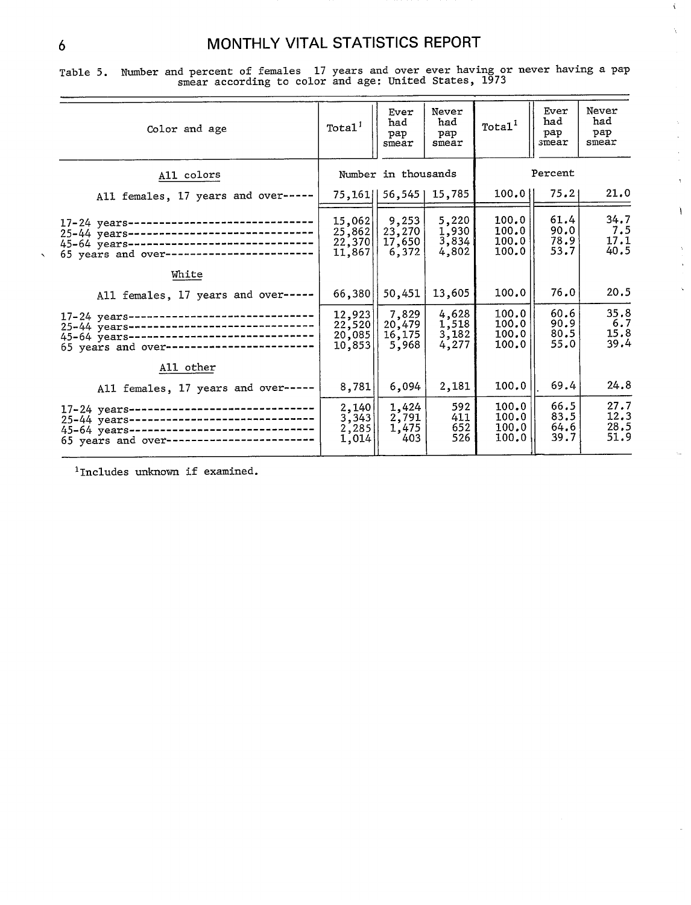Table 5. Number and percent of females 17 years and over ever having or never having a pap smear according to color and age: United States, 1973

| Color and age | Total[1] | Ever had pap smear | Never had pap smear | Total[1] | Ever had pap smear | Never had pap smear |
|---|---|---|---|---|---|---|
| | Number in thousands | | | Percent | | |
| **All colors** | | | | | | |
| All females, 17 years and over | 75,161 | 56,545 | 15,785 | 100.0 | 75.2 | 21.0 |
| 17-24 years | 15,062 | 9,253 | 5,220 | 100.0 | 61.4 | 34.7 |
| 25-44 years | 25,862 | 23,270 | 1,930 | 100.0 | 90.0 | 7.5 |
| 45-64 years | 22,370 | 17,650 | 3,834 | 100.0 | 78.9 | 17.1 |
| 65 years and over | 11,867 | 6,372 | 4,802 | 100.0 | 53.7 | 40.5 |
| **White** | | | | | | |
| All females, 17 years and over | 66,380 | 50,451 | 13,605 | 100.0 | 76.0 | 20.5 |
| 17-24 years | 12,923 | 7,829 | 4,628 | 100.0 | 60.6 | 35.8 |
| 25-44 years | 22,520 | 20,479 | 1,518 | 100.0 | 90.9 | 6.7 |
| 45-64 years | 20,085 | 16,175 | 3,182 | 100.0 | 80.5 | 15.8 |
| 65 years and over | 10,853 | 5,968 | 4,277 | 100.0 | 55.0 | 39.4 |
| **All other** | | | | | | |
| All females, 17 years and over | 8,781 | 6,094 | 2,181 | 100.0 | 69.4 | 24.8 |
| 17-24 years | 2,140 | 1,424 | 592 | 100.0 | 66.5 | 27.7 |
| 25-44 years | 3,343 | 2,791 | 411 | 100.0 | 83.5 | 12.3 |
| 45-64 years | 2,285 | 1,475 | 652 | 100.0 | 64.6 | 28.5 |
| 65 years and over | 1,014 | 403 | 526 | 100.0 | 39.7 | 51.9 |

[1]Includes unknown if examined.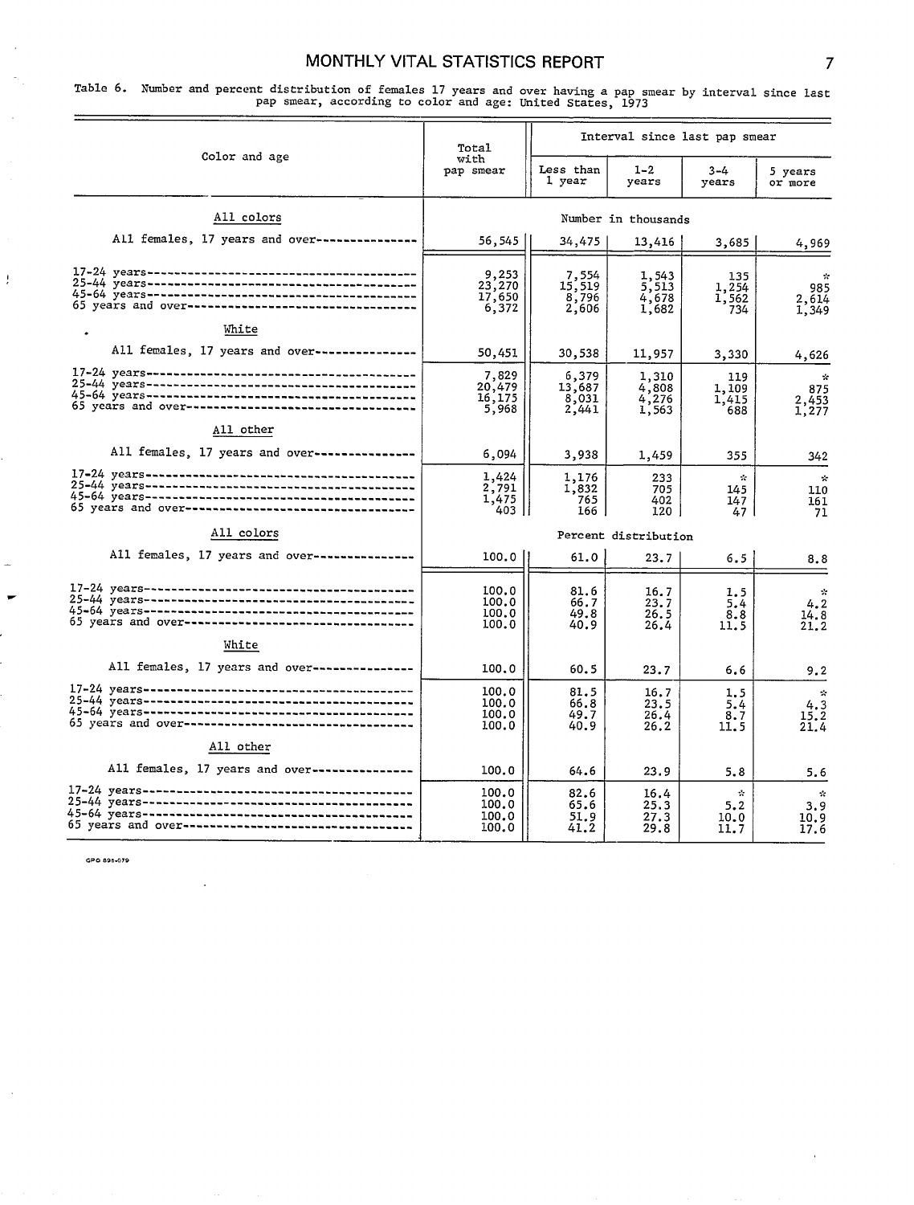Table 6. Number and percent distribution of females 17 years and over having a pap smear by interval since last pap smear, according to color and age: United States, 1973

| Color and age | Total with pap smear | Interval since last pap smear | | | |
|---|---|---|---|---|---|
| | | Less than 1 year | 1-2 years | 3-4 years | 5 years or more |
| **All colors** | Number in thousands | | | | |
| All females, 17 years and over | 56,545 | 34,475 | 13,416 | 3,685 | 4,969 |
| 17-24 years | 9,253 | 7,554 | 1,543 | 135 | * |
| 25-44 years | 23,270 | 15,519 | 5,513 | 1,254 | 985 |
| 45-64 years | 17,650 | 8,796 | 4,678 | 1,562 | 2,614 |
| 65 years and over | 6,372 | 2,606 | 1,682 | 734 | 1,349 |
| **White** | | | | | |
| All females, 17 years and over | 50,451 | 30,538 | 11,957 | 3,330 | 4,626 |
| 17-24 years | 7,829 | 6,379 | 1,310 | 119 | * |
| 25-44 years | 20,479 | 13,687 | 4,808 | 1,109 | 875 |
| 45-64 years | 16,175 | 8,031 | 4,276 | 1,415 | 2,453 |
| 65 years and over | 5,968 | 2,441 | 1,563 | 688 | 1,277 |
| **All other** | | | | | |
| All females, 17 years and over | 6,094 | 3,938 | 1,459 | 355 | 342 |
| 17-24 years | 1,424 | 1,176 | 233 | * | * |
| 25-44 years | 2,791 | 1,832 | 705 | 145 | 110 |
| 45-64 years | 1,475 | 765 | 402 | 147 | 161 |
| 65 years and over | 403 | 166 | 120 | 47 | 71 |
| **All colors** | Percent distribution | | | | |
| All females, 17 years and over | 100.0 | 61.0 | 23.7 | 6.5 | 8.8 |
| 17-24 years | 100.0 | 81.6 | 16.7 | 1.5 | * |
| 25-44 years | 100.0 | 66.7 | 23.7 | 5.4 | 4.2 |
| 45-64 years | 100.0 | 49.8 | 26.5 | 8.8 | 14.8 |
| 65 years and over | 100.0 | 40.9 | 26.4 | 11.5 | 21.2 |
| **White** | | | | | |
| All females, 17 years and over | 100.0 | 60.5 | 23.7 | 6.6 | 9.2 |
| 17-24 years | 100.0 | 81.5 | 16.7 | 1.5 | * |
| 25-44 years | 100.0 | 66.8 | 23.5 | 5.4 | 4.3 |
| 45-64 years | 100.0 | 49.7 | 26.4 | 8.7 | 15.2 |
| 65 years and over | 100.0 | 40.9 | 26.2 | 11.5 | 21.4 |
| **All other** | | | | | |
| All females, 17 years and over | 100.0 | 64.6 | 23.9 | 5.8 | 5.6 |
| 17-24 years | 100.0 | 82.6 | 16.4 | * | * |
| 25-44 years | 100.0 | 65.6 | 25.3 | 5.2 | 3.9 |
| 45-64 years | 100.0 | 51.9 | 27.3 | 10.0 | 10.9 |
| 65 years and over | 100.0 | 41.2 | 29.8 | 11.7 | 17.6 |

GPO 895-079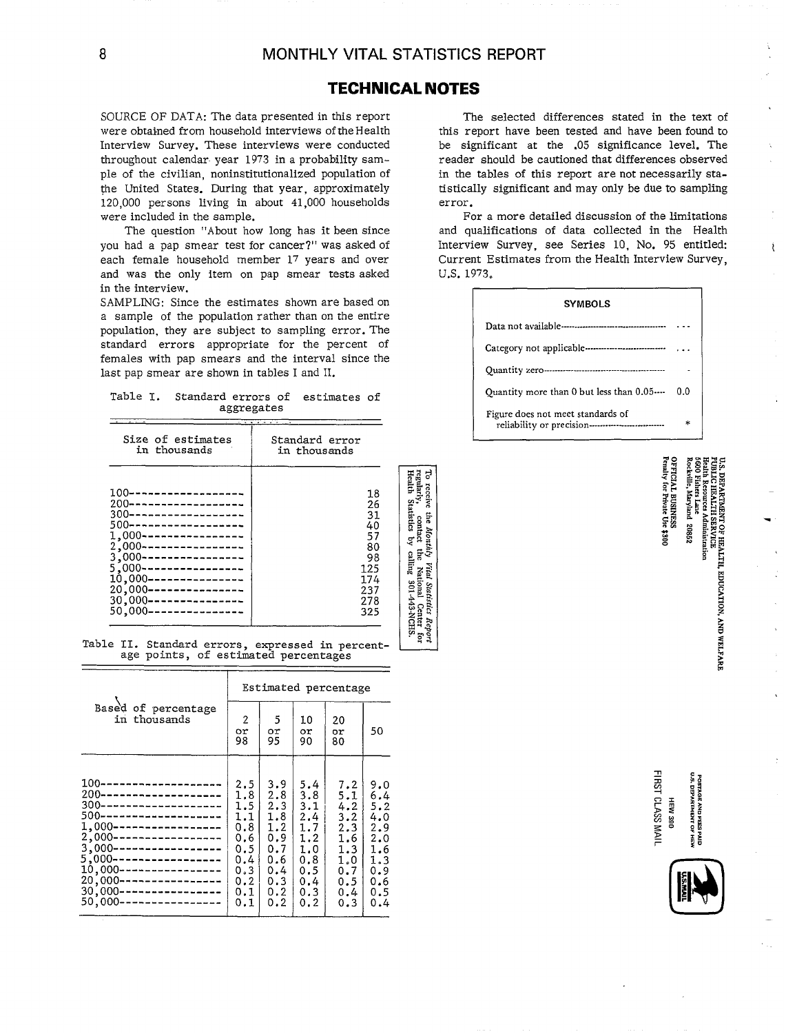## TECHNICAL NOTES

SOURCE OF DATA: The data presented in this report were obtained from household interviews of the Health Interview Survey. These interviews were conducted throughout calendar year 1973 in a probability sample of the civilian, noninstitutionalized population of the United States. During that year, approximately 120,000 persons living in about 41,000 households were included in the sample.

The question "About how long has it been since you had a pap smear test for cancer?" was asked of each female household member 17 years and over and was the only item on pap smear tests asked in the interview.

SAMPLING: Since the estimates shown are based on a sample of the population rather than on the entire population, they are subject to sampling error. The standard errors appropriate for the percent of females with pap smears and the interval since the last pap smear are shown in tables I and II.

Table I. Standard errors of estimates of aggregates

| Size of estimates in thousands | Standard error in thousands |
|---|---|
| 100 | 18 |
| 200 | 26 |
| 300 | 31 |
| 500 | 40 |
| 1,000 | 57 |
| 2,000 | 80 |
| 3,000 | 98 |
| 5,000 | 125 |
| 10,000 | 174 |
| 20,000 | 237 |
| 30,000 | 278 |
| 50,000 | 325 |

Table II. Standard errors, expressed in percentage points, of estimated percentages

| Base of percentage in thousands | Estimated percentage | | | | |
|---|---|---|---|---|---|
| | 2 or 98 | 5 or 95 | 10 or 90 | 20 or 80 | 50 |
| 100 | 2.5 | 3.9 | 5.4 | 7.2 | 9.0 |
| 200 | 1.8 | 2.8 | 3.8 | 5.1 | 6.4 |
| 300 | 1.5 | 2.3 | 3.1 | 4.2 | 5.2 |
| 500 | 1.1 | 1.8 | 2.4 | 3.2 | 4.0 |
| 1,000 | 0.8 | 1.2 | 1.7 | 2.3 | 2.9 |
| 2,000 | 0.6 | 0.9 | 1.2 | 1.6 | 2.0 |
| 3,000 | 0.5 | 0.7 | 1.0 | 1.3 | 1.6 |
| 5,000 | 0.4 | 0.6 | 0.8 | 1.0 | 1.3 |
| 10,000 | 0.3 | 0.4 | 0.5 | 0.7 | 0.9 |
| 20,000 | 0.2 | 0.3 | 0.4 | 0.5 | 0.6 |
| 30,000 | 0.1 | 0.2 | 0.3 | 0.4 | 0.5 |
| 50,000 | 0.1 | 0.2 | 0.2 | 0.3 | 0.4 |

The selected differences stated in the text of this report have been tested and have been found to be significant at the .05 significance level. The reader should be cautioned that differences observed in the tables of this report are not necessarily statistically significant and may only be due to sampling error.

For a more detailed discussion of the limitations and qualifications of data collected in the Health Interview Survey, see Series 10, No. 95 entitled: Current Estimates from the Health Interview Survey, U.S. 1973.

| SYMBOLS | |
|---|---|
| Data not available | . . . |
| Category not applicable | . . . |
| Quantity zero | - |
| Quantity more than 0 but less than 0.05 | 0.0 |
| Figure does not meet standards of reliability or precision | * |

To receive the *Monthly Vital Statistics Report* regularly, contact the National Center for Health Statistics by calling 301-443-NCHS.

U.S. DEPARTMENT OF HEALTH, EDUCATION, AND WELFARE
PUBLIC HEALTH SERVICE
Health Resources Administration
5600 Fishers Lane
Rockville, Maryland 20852

OFFICIAL BUSINESS
Penalty for Private Use $300

POSTAGE AND FEES PAID
U.S. DEPARTMENT OF HEW
HEW 390

FIRST CLASS MAIL